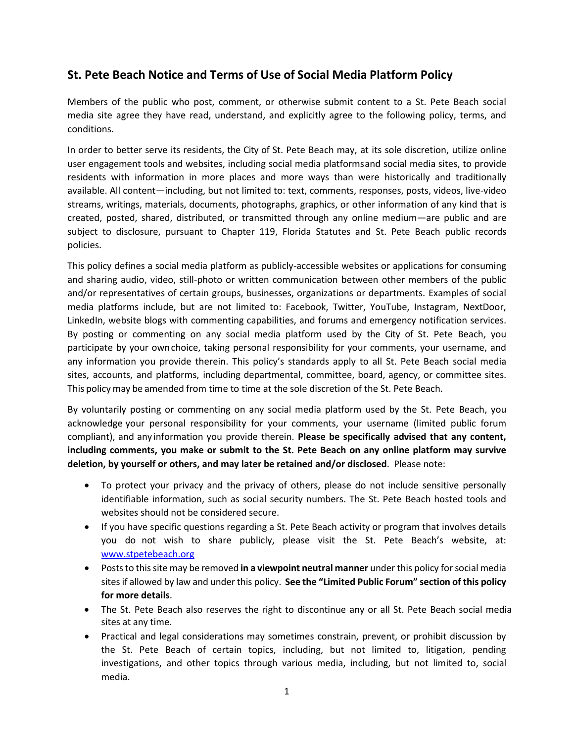## St. Pete Beach Notice and Terms of Use of Social Media Platform Policy

Members of the public who post, comment, or otherwise submit content to a St. Pete Beach social media site agree they have read, understand, and explicitly agree to the following policy, terms, and conditions.

In order to better serve its residents, the City of St. Pete Beach may, at its sole discretion, utilize online user engagement tools and websites, including social media platformsand social media sites, to provide residents with information in more places and more ways than were historically and traditionally available. All content—including, but not limited to: text, comments, responses, posts, videos, live-video streams, writings, materials, documents, photographs, graphics, or other information of any kind that is created, posted, shared, distributed, or transmitted through any online medium—are public and are subject to disclosure, pursuant to Chapter 119, Florida Statutes and St. Pete Beach public records policies.

This policy defines a social media platform as publicly-accessible websites or applications for consuming and sharing audio, video, still-photo or written communication between other members of the public and/or representatives of certain groups, businesses, organizations or departments. Examples of social media platforms include, but are not limited to: Facebook, Twitter, YouTube, Instagram, NextDoor, LinkedIn, website blogs with commenting capabilities, and forums and emergency notification services. By posting or commenting on any social media platform used by the City of St. Pete Beach, you participate by your ownchoice, taking personal responsibility for your comments, your username, and any information you provide therein. This policy's standards apply to all St. Pete Beach social media sites, accounts, and platforms, including departmental, committee, board, agency, or committee sites. This policy may be amended from time to time at the sole discretion of the St. Pete Beach.

By voluntarily posting or commenting on any social media platform used by the St. Pete Beach, you acknowledge your personal responsibility for your comments, your username (limited public forum compliant), and anyinformation you provide therein. **Please be specifically advised that any content, including comments, you make or submit to the St. Pete Beach on any online platform may survive deletion, by yourself or others, and may later be retained and/or disclosed**. Please note:

- To protect your privacy and the privacy of others, please do not include sensitive personally identifiable information, such as social security numbers. The St. Pete Beach hosted tools and websites should not be considered secure.
- If you have specific questions regarding a St. Pete Beach activity or program that involves details you do not wish to share publicly, please visit the St. Pete Beach's website, at: [www.stpetebeach.org](www.stpetebeach.org)
- Posts to this site may be removed **in a viewpoint neutral manner** under this policy for social media sites if allowed by law and under this policy. **See the "Limited Public Forum" section of this policy for more details**.
- The St. Pete Beach also reserves the right to discontinue any or all St. Pete Beach social media sites at any time.
- Practical and legal considerations may sometimes constrain, prevent, or prohibit discussion by the St. Pete Beach of certain topics, including, but not limited to, litigation, pending investigations, and other topics through various media, including, but not limited to, social media.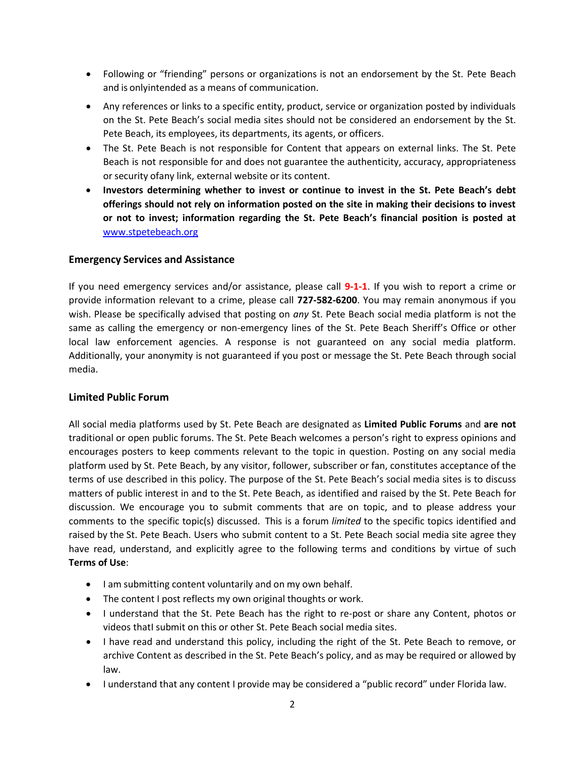- Following or "friending" persons or organizations is not an endorsement by the St. Pete Beach and is onlyintended as a means of communication.
- Any references or links to a specific entity, product, service or organization posted by individuals on the St. Pete Beach's social media sites should not be considered an endorsement by the St. Pete Beach, its employees, its departments, its agents, or officers.
- The St. Pete Beach is not responsible for Content that appears on external links. The St. Pete Beach is not responsible for and does not guarantee the authenticity, accuracy, appropriateness or security ofany link, external website or its content.
- **Investors determining whether to invest or continue to invest in the St. Pete Beach's debt offerings should not rely on information posted on the site in making their decisions to invest or not to invest; information regarding the St. Pete Beach's financial position is posted at** [www.stpetebeach.org](http://www.stpetebeach.org)

### Emergency Services and Assistance

If you need emergency services and/or assistance, please call **9-1-1**. If you wish to report a crime or provide information relevant to a crime, please call **727-582-6200**. You may remain anonymous if you wish. Please be specifically advised that posting on *any* St. Pete Beach social media platform is not the same as calling the emergency or non-emergency lines of the St. Pete Beach Sheriff's Office or other local law enforcement agencies. A response is not guaranteed on any social media platform. Additionally, your anonymity is not guaranteed if you post or message the St. Pete Beach through social media.

### Limited Public Forum

All social media platforms used by St. Pete Beach are designated as **Limited Public Forums** and **are not** traditional or open public forums. The St. Pete Beach welcomes a person's right to express opinions and encourages posters to keep comments relevant to the topic in question. Posting on any social media platform used by St. Pete Beach, by any visitor, follower, subscriber or fan, constitutes acceptance of the terms of use described in this policy. The purpose of the St. Pete Beach's social media sites is to discuss matters of public interest in and to the St. Pete Beach, as identified and raised by the St. Pete Beach for discussion. We encourage you to submit comments that are on topic, and to please address your comments to the specific topic(s) discussed. This is a forum *limited* to the specific topics identified and raised by the St. Pete Beach. Users who submit content to a St. Pete Beach social media site agree they have read, understand, and explicitly agree to the following terms and conditions by virtue of such **Terms of Use**:

- I am submitting content voluntarily and on my own behalf.
- The content I post reflects my own original thoughts or work.
- I understand that the St. Pete Beach has the right to re-post or share any Content, photos or videos thatI submit on this or other St. Pete Beach social media sites.
- I have read and understand this policy, including the right of the St. Pete Beach to remove, or archive Content as described in the St. Pete Beach's policy, and as may be required or allowed by law.
- I understand that any content I provide may be considered a "public record" under Florida law.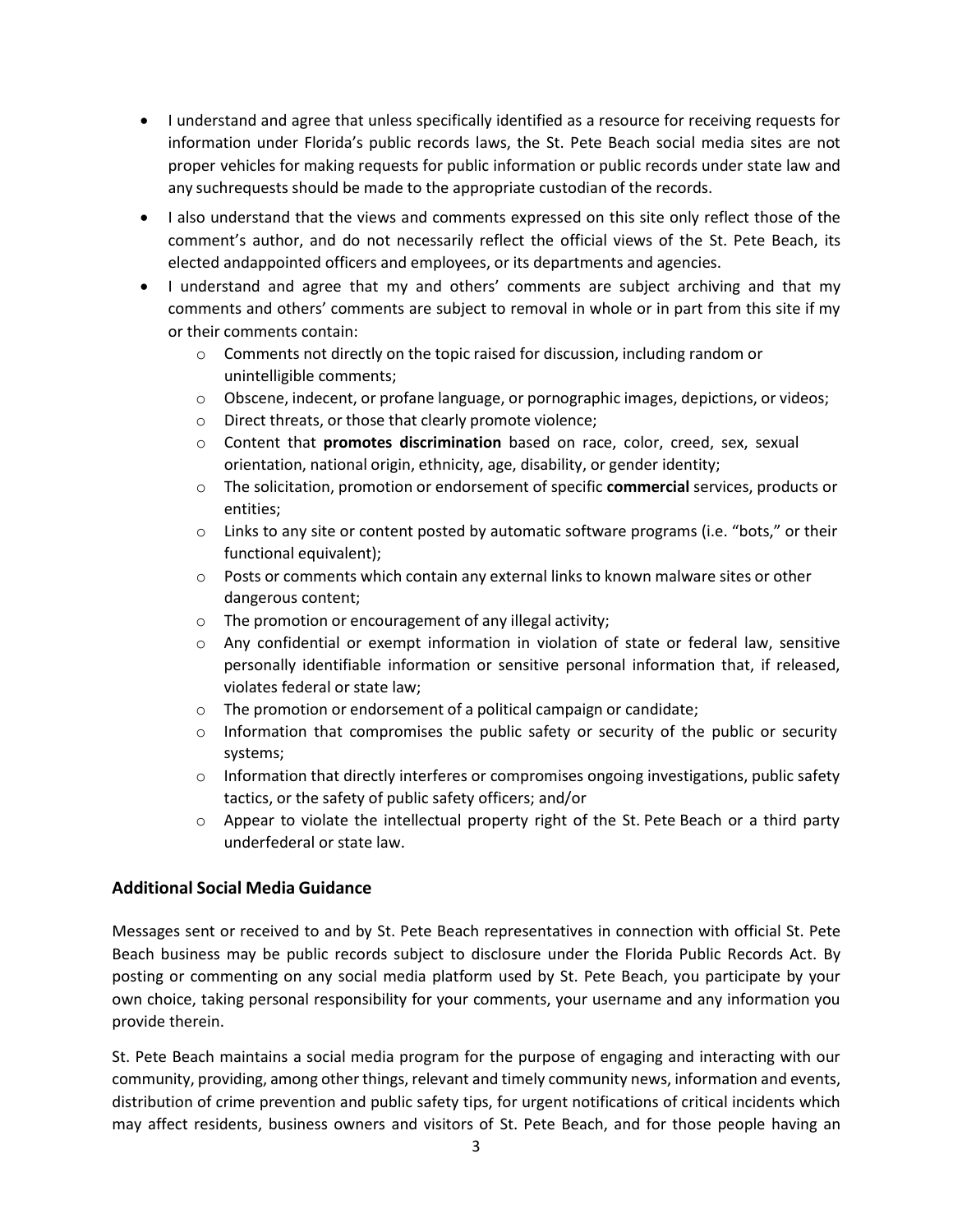- I understand and agree that unless specifically identified as a resource for receiving requests for information under Florida's public records laws, the St. Pete Beach social media sites are not proper vehicles for making requests for public information or public records under state law and any suchrequests should be made to the appropriate custodian of the records.
- I also understand that the views and comments expressed on this site only reflect those of the comment's author, and do not necessarily reflect the official views of the St. Pete Beach, its elected andappointed officers and employees, or its departments and agencies.
- I understand and agree that my and others' comments are subject archiving and that my comments and others' comments are subject to removal in whole or in part from this site if my or their comments contain:
  - Comments not directly on the topic raised for discussion, including random or unintelligible comments;
  - Obscene, indecent, or profane language, or pornographic images, depictions, or videos;
  - Direct threats, or those that clearly promote violence;
  - Content that **promotes discrimination** based on race, color, creed, sex, sexual orientation, national origin, ethnicity, age, disability, or gender identity;
  - The solicitation, promotion or endorsement of specific **commercial** services, products or entities;
  - Links to any site or content posted by automatic software programs (i.e. "bots," or their functional equivalent);
  - Posts or comments which contain any external links to known malware sites or other dangerous content;
  - The promotion or encouragement of any illegal activity;
  - Any confidential or exempt information in violation of state or federal law, sensitive personally identifiable information or sensitive personal information that, if released, violates federal or state law;
  - The promotion or endorsement of a political campaign or candidate;
  - Information that compromises the public safety or security of the public or security systems;
  - Information that directly interferes or compromises ongoing investigations, public safety tactics, or the safety of public safety officers; and/or
  - Appear to violate the intellectual property right of the St. Pete Beach or a third party underfederal or state law.

### Additional Social Media Guidance

Messages sent or received to and by St. Pete Beach representatives in connection with official St. Pete Beach business may be public records subject to disclosure under the Florida Public Records Act. By posting or commenting on any social media platform used by St. Pete Beach, you participate by your own choice, taking personal responsibility for your comments, your username and any information you provide therein.

St. Pete Beach maintains a social media program for the purpose of engaging and interacting with our community, providing, among other things, relevant and timely community news, information and events, distribution of crime prevention and public safety tips, for urgent notifications of critical incidents which may affect residents, business owners and visitors of St. Pete Beach, and for those people having an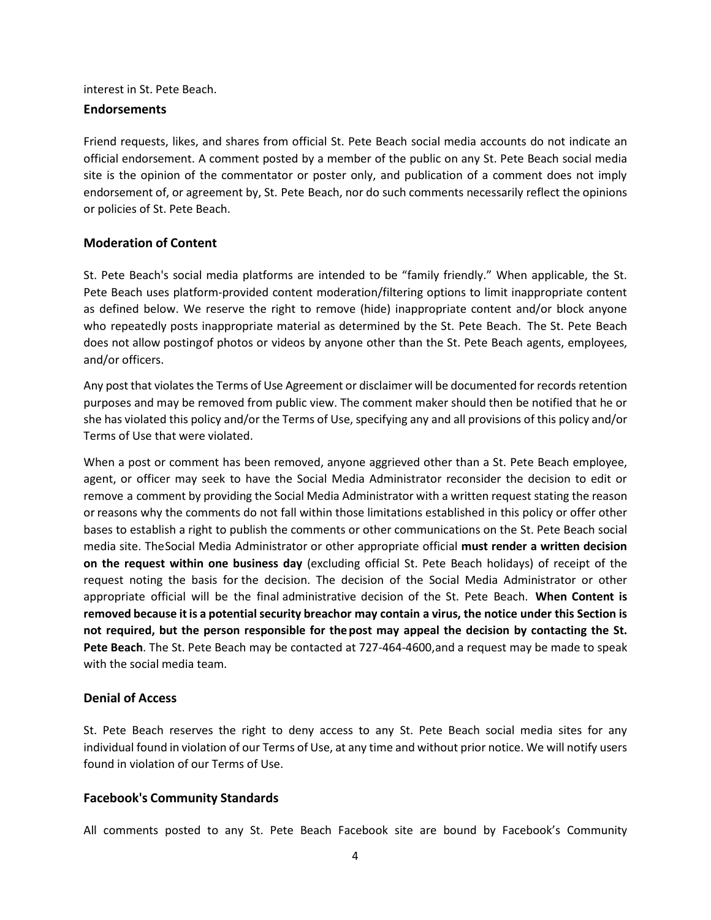interest in St. Pete Beach.

### Endorsements

Friend requests, likes, and shares from official St. Pete Beach social media accounts do not indicate an official endorsement. A comment posted by a member of the public on any St. Pete Beach social media site is the opinion of the commentator or poster only, and publication of a comment does not imply endorsement of, or agreement by, St. Pete Beach, nor do such comments necessarily reflect the opinions or policies of St. Pete Beach.

### Moderation of Content

St. Pete Beach's social media platforms are intended to be "family friendly." When applicable, the St. Pete Beach uses platform-provided content moderation/filtering options to limit inappropriate content as defined below. We reserve the right to remove (hide) inappropriate content and/or block anyone who repeatedly posts inappropriate material as determined by the St. Pete Beach. The St. Pete Beach does not allow postingof photos or videos by anyone other than the St. Pete Beach agents, employees, and/or officers.

Any post that violates the Terms of Use Agreement or disclaimer will be documented for records retention purposes and may be removed from public view. The comment maker should then be notified that he or she has violated this policy and/or the Terms of Use, specifying any and all provisions of this policy and/or Terms of Use that were violated.

When a post or comment has been removed, anyone aggrieved other than a St. Pete Beach employee, agent, or officer may seek to have the Social Media Administrator reconsider the decision to edit or remove a comment by providing the Social Media Administrator with a written request stating the reason or reasons why the comments do not fall within those limitations established in this policy or offer other bases to establish a right to publish the comments or other communications on the St. Pete Beach social media site. TheSocial Media Administrator or other appropriate official **must render a written decision on the request within one business day** (excluding official St. Pete Beach holidays) of receipt of the request noting the basis for the decision. The decision of the Social Media Administrator or other appropriate official will be the final administrative decision of the St. Pete Beach. **When Content is removed because it is a potential security breachor may contain a virus, the notice under this Section is not required, but the person responsible for thepost may appeal the decision by contacting the St. Pete Beach**. The St. Pete Beach may be contacted at 727-464-4600,and a request may be made to speak with the social media team.

### Denial of Access

St. Pete Beach reserves the right to deny access to any St. Pete Beach social media sites for any individual found in violation of our Terms of Use, at any time and without prior notice. We will notify users found in violation of our Terms of Use.

### Facebook's Community Standards

All comments posted to any St. Pete Beach Facebook site are bound by Facebook's Community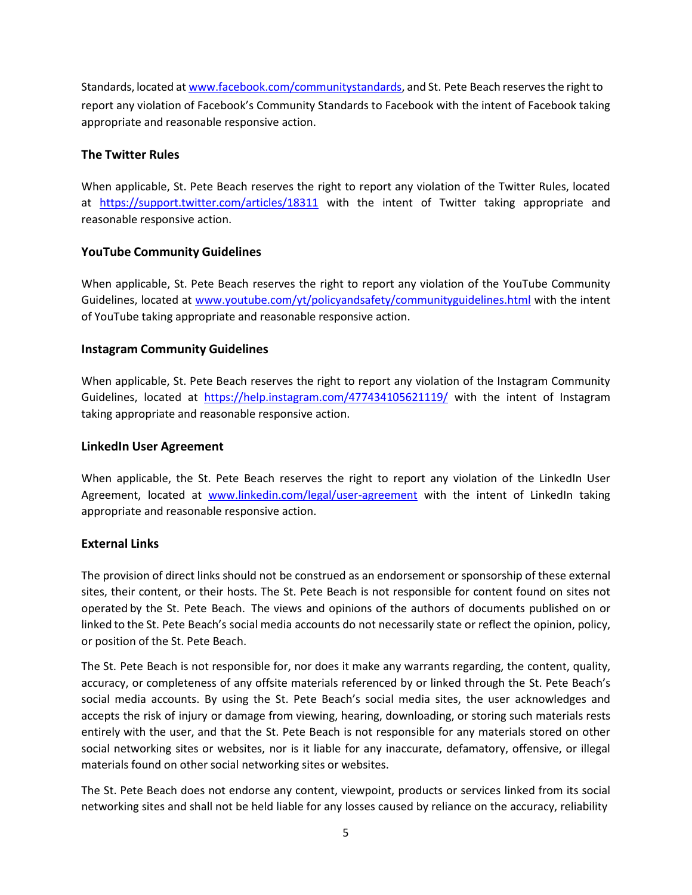Standards, located at www.facebook.com/communitystandards, and St. Pete Beach reserves the right to report any violation of Facebook's Community Standards to Facebook with the intent of Facebook taking appropriate and reasonable responsive action.

### The Twitter Rules

When applicable, St. Pete Beach reserves the right to report any violation of the Twitter Rules, located at https://support.twitter.com/articles/18311 with the intent of Twitter taking appropriate and reasonable responsive action.

### YouTube Community Guidelines

When applicable, St. Pete Beach reserves the right to report any violation of the YouTube Community Guidelines, located at www.youtube.com/yt/policyandsafety/communityguidelines.html with the intent of YouTube taking appropriate and reasonable responsive action.

### Instagram Community Guidelines

When applicable, St. Pete Beach reserves the right to report any violation of the Instagram Community Guidelines, located at https://help.instagram.com/477434105621119/ with the intent of Instagram taking appropriate and reasonable responsive action.

### LinkedIn User Agreement

When applicable, the St. Pete Beach reserves the right to report any violation of the LinkedIn User Agreement, located at www.linkedin.com/legal/user-agreement with the intent of LinkedIn taking appropriate and reasonable responsive action.

### External Links

The provision of direct links should not be construed as an endorsement or sponsorship of these external sites, their content, or their hosts. The St. Pete Beach is not responsible for content found on sites not operated by the St. Pete Beach. The views and opinions of the authors of documents published on or linked to the St. Pete Beach's social media accounts do not necessarily state or reflect the opinion, policy, or position of the St. Pete Beach.

The St. Pete Beach is not responsible for, nor does it make any warrants regarding, the content, quality, accuracy, or completeness of any offsite materials referenced by or linked through the St. Pete Beach's social media accounts. By using the St. Pete Beach's social media sites, the user acknowledges and accepts the risk of injury or damage from viewing, hearing, downloading, or storing such materials rests entirely with the user, and that the St. Pete Beach is not responsible for any materials stored on other social networking sites or websites, nor is it liable for any inaccurate, defamatory, offensive, or illegal materials found on other social networking sites or websites.

The St. Pete Beach does not endorse any content, viewpoint, products or services linked from its social networking sites and shall not be held liable for any losses caused by reliance on the accuracy, reliability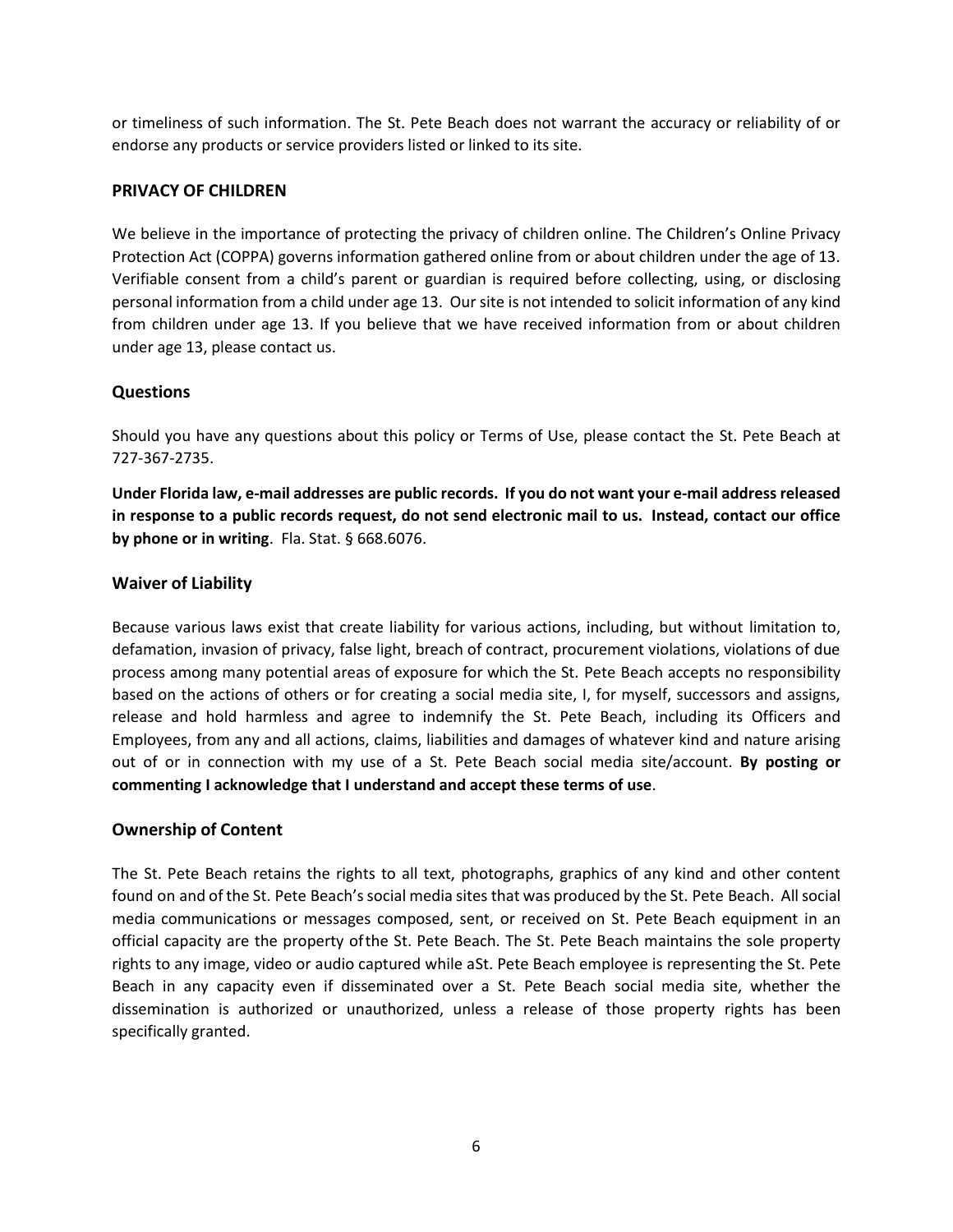or timeliness of such information. The St. Pete Beach does not warrant the accuracy or reliability of or endorse any products or service providers listed or linked to its site.

### PRIVACY OF CHILDREN

We believe in the importance of protecting the privacy of children online. The Children's Online Privacy Protection Act (COPPA) governs information gathered online from or about children under the age of 13. Verifiable consent from a child's parent or guardian is required before collecting, using, or disclosing personal information from a child under age 13. Our site is not intended to solicit information of any kind from children under age 13. If you believe that we have received information from or about children under age 13, please contact us.

### Questions

Should you have any questions about this policy or Terms of Use, please contact the St. Pete Beach at 727-367-2735.

**Under Florida law, e-mail addresses are public records. If you do not want your e-mail address released in response to a public records request, do not send electronic mail to us. Instead, contact our office by phone or in writing**. Fla. Stat. § 668.6076.

### Waiver of Liability

Because various laws exist that create liability for various actions, including, but without limitation to, defamation, invasion of privacy, false light, breach of contract, procurement violations, violations of due process among many potential areas of exposure for which the St. Pete Beach accepts no responsibility based on the actions of others or for creating a social media site, I, for myself, successors and assigns, release and hold harmless and agree to indemnify the St. Pete Beach, including its Officers and Employees, from any and all actions, claims, liabilities and damages of whatever kind and nature arising out of or in connection with my use of a St. Pete Beach social media site/account. **By posting or commenting I acknowledge that I understand and accept these terms of use**.

### Ownership of Content

The St. Pete Beach retains the rights to all text, photographs, graphics of any kind and other content found on and of the St. Pete Beach's social media sites that was produced by the St. Pete Beach. All social media communications or messages composed, sent, or received on St. Pete Beach equipment in an official capacity are the property ofthe St. Pete Beach. The St. Pete Beach maintains the sole property rights to any image, video or audio captured while aSt. Pete Beach employee is representing the St. Pete Beach in any capacity even if disseminated over a St. Pete Beach social media site, whether the dissemination is authorized or unauthorized, unless a release of those property rights has been specifically granted.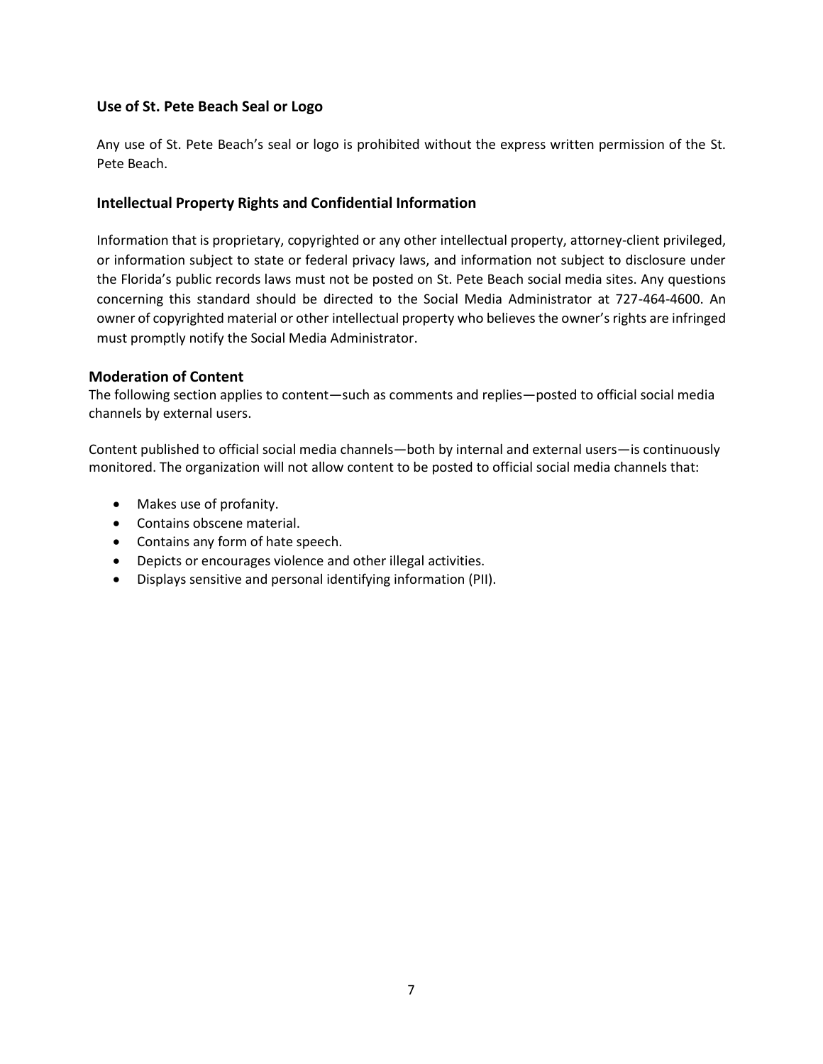### Use of St. Pete Beach Seal or Logo

Any use of St. Pete Beach's seal or logo is prohibited without the express written permission of the St. Pete Beach.

### Intellectual Property Rights and Confidential Information

Information that is proprietary, copyrighted or any other intellectual property, attorney-client privileged, or information subject to state or federal privacy laws, and information not subject to disclosure under the Florida's public records laws must not be posted on St. Pete Beach social media sites. Any questions concerning this standard should be directed to the Social Media Administrator at 727-464-4600. An owner of copyrighted material or other intellectual property who believes the owner's rights are infringed must promptly notify the Social Media Administrator.

### Moderation of Content

The following section applies to content—such as comments and replies—posted to official social media channels by external users.

Content published to official social media channels—both by internal and external users—is continuously monitored. The organization will not allow content to be posted to official social media channels that:

- Makes use of profanity.
- Contains obscene material.
- Contains any form of hate speech.
- Depicts or encourages violence and other illegal activities.
- Displays sensitive and personal identifying information (PII).